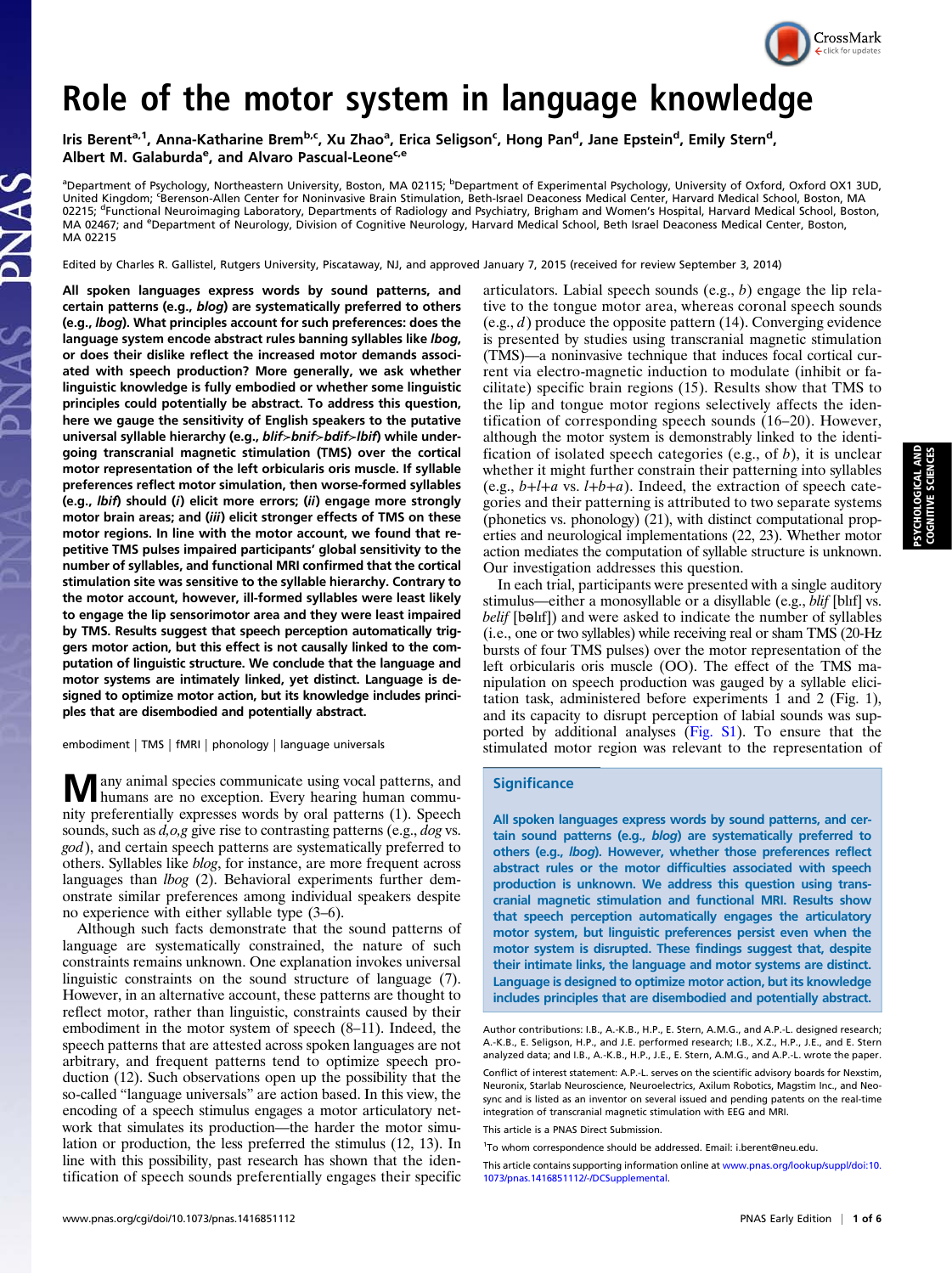# Role of the motor system in language knowledge

Iris Berent[a,1], Anna-Katharine Brem[b,c], Xu Zhao[a], Erica Seligson[c], Hong Pan[d], Jane Epstein[d], Emily Stern[d], Albert M. Galaburda[e], and Alvaro Pascual-Leone[c,e]

[a]Department of Psychology, Northeastern University, Boston, MA 02115; [b]Department of Experimental Psychology, University of Oxford, Oxford OX1 3UD, United Kingdom; [c]Berenson-Allen Center for Noninvasive Brain Stimulation, Beth-Israel Deaconess Medical Center, Harvard Medical School, Boston, MA 02215; [d]Functional Neuroimaging Laboratory, Departments of Radiology and Psychiatry, Brigham and Women's Hospital, Harvard Medical School, Boston, MA 02467; and [e]Department of Neurology, Division of Cognitive Neurology, Harvard Medical School, Beth Israel Deaconess Medical Center, Boston, MA 02215

Edited by Charles R. Gallistel, Rutgers University, Piscataway, NJ, and approved January 7, 2015 (received for review September 3, 2014)

**All spoken languages express words by sound patterns, and certain patterns (e.g., *blog*) are systematically preferred to others (e.g., *lbog*). What principles account for such preferences: does the language system encode abstract rules banning syllables like *lbog*, or does their dislike reflect the increased motor demands associated with speech production? More generally, we ask whether linguistic knowledge is fully embodied or whether some linguistic principles could potentially be abstract. To address this question, here we gauge the sensitivity of English speakers to the putative universal syllable hierarchy (e.g., *blif*≻*bnif*≻*bdif*≻*lbif*) while undergoing transcranial magnetic stimulation (TMS) over the cortical motor representation of the left orbicularis oris muscle. If syllable preferences reflect motor simulation, then worse-formed syllables (e.g., *lbif*) should (*i*) elicit more errors; (*ii*) engage more strongly motor brain areas; and (*iii*) elicit stronger effects of TMS on these motor regions. In line with the motor account, we found that repetitive TMS pulses impaired participants' global sensitivity to the number of syllables, and functional MRI confirmed that the cortical stimulation site was sensitive to the syllable hierarchy. Contrary to the motor account, however, ill-formed syllables were least likely to engage the lip sensorimotor area and they were least impaired by TMS. Results suggest that speech perception automatically triggers motor action, but this effect is not causally linked to the computation of linguistic structure. We conclude that the language and motor systems are intimately linked, yet distinct. Language is designed to optimize motor action, but its knowledge includes principles that are disembodied and potentially abstract.**

embodiment | TMS | fMRI | phonology | language universals

Many animal species communicate using vocal patterns, and humans are no exception. Every hearing human community preferentially expresses words by oral patterns (1). Speech sounds, such as *d,o,g* give rise to contrasting patterns (e.g., *dog* vs. *god*), and certain speech patterns are systematically preferred to others. Syllables like *blog*, for instance, are more frequent across languages than *lbog* (2). Behavioral experiments further demonstrate similar preferences among individual speakers despite no experience with either syllable type (3–6).

Although such facts demonstrate that the sound patterns of language are systematically constrained, the nature of such constraints remains unknown. One explanation invokes universal linguistic constraints on the sound structure of language (7). However, in an alternative account, these patterns are thought to reflect motor, rather than linguistic, constraints caused by their embodiment in the motor system of speech (8–11). Indeed, the speech patterns that are attested across spoken languages are not arbitrary, and frequent patterns tend to optimize speech production (12). Such observations open up the possibility that the so-called "language universals" are action based. In this view, the encoding of a speech stimulus engages a motor articulatory network that simulates its production—the harder the motor simulation or production, the less preferred the stimulus (12, 13). In line with this possibility, past research has shown that the identification of speech sounds preferentially engages their specific articulators. Labial speech sounds (e.g., *b*) engage the lip relative to the tongue motor area, whereas coronal speech sounds (e.g., *d*) produce the opposite pattern (14). Converging evidence is presented by studies using transcranial magnetic stimulation (TMS)—a noninvasive technique that induces focal cortical current via electro-magnetic induction to modulate (inhibit or facilitate) specific brain regions (15). Results show that TMS to the lip and tongue motor regions selectively affects the identification of corresponding speech sounds (16–20). However, although the motor system is demonstrably linked to the identification of isolated speech categories (e.g., of *b*), it is unclear whether it might further constrain their patterning into syllables (e.g., *b*+*l*+*a* vs. *l*+*b*+*a*). Indeed, the extraction of speech categories and their patterning is attributed to two separate systems (phonetics vs. phonology) (21), with distinct computational properties and neurological implementations (22, 23). Whether motor action mediates the computation of syllable structure is unknown. Our investigation addresses this question.

In each trial, participants were presented with a single auditory stimulus—either a monosyllable or a disyllable (e.g., *blif* [blɪf] vs. *belif* [bəlɪf]) and were asked to indicate the number of syllables (i.e., one or two syllables) while receiving real or sham TMS (20-Hz bursts of four TMS pulses) over the motor representation of the left orbicularis oris muscle (OO). The effect of the TMS manipulation on speech production was gauged by a syllable elicitation task, administered before experiments 1 and 2 (Fig. 1), and its capacity to disrupt perception of labial sounds was supported by additional analyses (Fig. S1). To ensure that the stimulated motor region was relevant to the representation of

## Significance

All spoken languages express words by sound patterns, and certain sound patterns (e.g., *blog*) are systematically preferred to others (e.g., *lbog*). However, whether those preferences reflect abstract rules or the motor difficulties associated with speech production is unknown. We address this question using transcranial magnetic stimulation and functional MRI. Results show that speech perception automatically engages the articulatory motor system, but linguistic preferences persist even when the motor system is disrupted. These findings suggest that, despite their intimate links, the language and motor systems are distinct. Language is designed to optimize motor action, but its knowledge includes principles that are disembodied and potentially abstract.

Author contributions: I.B., A.-K.B., H.P., E. Stern, A.M.G., and A.P.-L. designed research; A.-K.B., E. Seligson, H.P., and J.E. performed research; I.B., X.Z., H.P., J.E., and E. Stern analyzed data; and I.B., A.-K.B., H.P., J.E., E. Stern, A.M.G., and A.P.-L. wrote the paper.

Conflict of interest statement: A.P.-L. serves on the scientific advisory boards for Nexstim, Neuronix, Starlab Neuroscience, Neuroelectrics, Axilum Robotics, Magstim Inc., and Neosync and is listed as an inventor on several issued and pending patents on the real-time integration of transcranial magnetic stimulation with EEG and MRI.

This article is a PNAS Direct Submission.

[1]To whom correspondence should be addressed. Email: i.berent@neu.edu.

This article contains supporting information online at www.pnas.org/lookup/suppl/doi:10.1073/pnas.1416851112/-/DCSupplemental.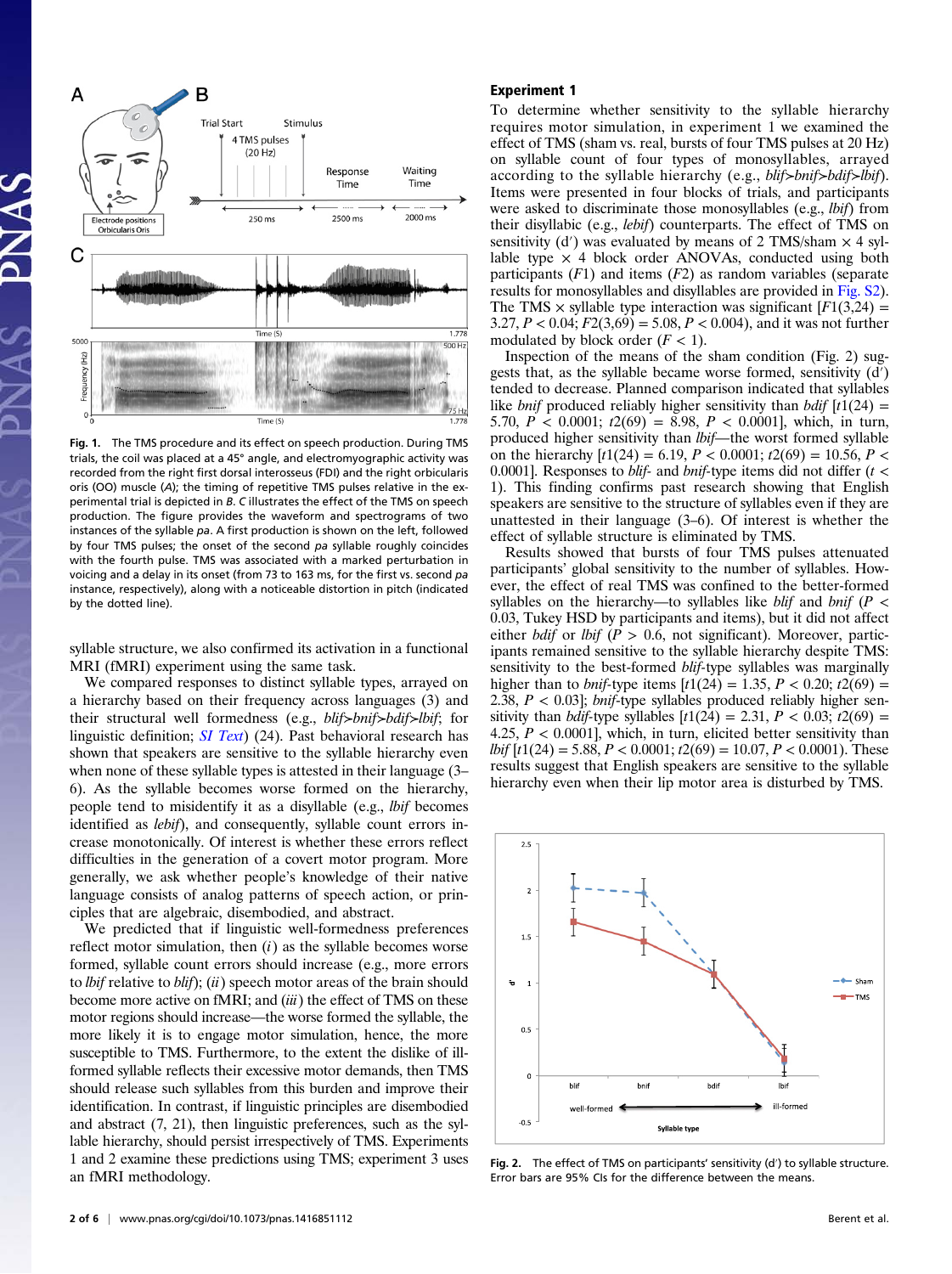A

B

Trial Start

Stimulus

4 TMS pulses
(20 Hz)

Response
Time

Waiting
Time

250 ms

2500 ms

2000 ms

Electrode positions
Orbicularis Oris

C

Time (S)

1.778

5000

Frequency (Hz)

500 Hz

75 Hz

0

0

Time (S)

1.778

Fig. 1. The TMS procedure and its effect on speech production. During TMS trials, the coil was placed at a 45° angle, and electromyographic activity was recorded from the right first dorsal interosseus (FDI) and the right orbicularis oris (OO) muscle (*A*); the timing of repetitive TMS pulses relative in the experimental trial is depicted in *B*. *C* illustrates the effect of the TMS on speech production. The figure provides the waveform and spectrograms of two instances of the syllable *pa*. A first production is shown on the left, followed by four TMS pulses; the onset of the second *pa* syllable roughly coincides with the fourth pulse. TMS was associated with a marked perturbation in voicing and a delay in its onset (from 73 to 163 ms, for the first vs. second *pa* instance, respectively), along with a noticeable distortion in pitch (indicated by the dotted line).

syllable structure, we also confirmed its activation in a functional MRI (fMRI) experiment using the same task.

We compared responses to distinct syllable types, arrayed on a hierarchy based on their frequency across languages (3) and their structural well formedness (e.g., *blif*≻*bnif*≻*bdif*≻*lbif*; for linguistic definition; *SI Text*) (24). Past behavioral research has shown that speakers are sensitive to the syllable hierarchy even when none of these syllable types is attested in their language (3–6). As the syllable becomes worse formed on the hierarchy, people tend to misidentify it as a disyllable (e.g., *lbif* becomes identified as *lebif*), and consequently, syllable count errors increase monotonically. Of interest is whether these errors reflect difficulties in the generation of a covert motor program. More generally, we ask whether people's knowledge of their native language consists of analog patterns of speech action, or principles that are algebraic, disembodied, and abstract.

We predicted that if linguistic well-formedness preferences reflect motor simulation, then (*i*) as the syllable becomes worse formed, syllable count errors should increase (e.g., more errors to *lbif* relative to *blif*); (*ii*) speech motor areas of the brain should become more active on fMRI; and (*iii*) the effect of TMS on these motor regions should increase—the worse formed the syllable, the more likely it is to engage motor simulation, hence, the more susceptible to TMS. Furthermore, to the extent the dislike of ill-formed syllable reflects their excessive motor demands, then TMS should release such syllables from this burden and improve their identification. In contrast, if linguistic principles are disembodied and abstract (7, 21), then linguistic preferences, such as the syllable hierarchy, should persist irrespectively of TMS. Experiments 1 and 2 examine these predictions using TMS; experiment 3 uses an fMRI methodology.

## Experiment 1

To determine whether sensitivity to the syllable hierarchy requires motor simulation, in experiment 1 we examined the effect of TMS (sham vs. real, bursts of four TMS pulses at 20 Hz) on syllable count of four types of monosyllables, arrayed according to the syllable hierarchy (e.g., *blif*≻*bnif*≻*bdif*≻*lbif*). Items were presented in four blocks of trials, and participants were asked to discriminate those monosyllables (e.g., *lbif*) from their disyllabic (e.g., *lebif*) counterparts. The effect of TMS on sensitivity (d′) was evaluated by means of 2 TMS/sham × 4 syllable type × 4 block order ANOVAs, conducted using both participants ($F1$) and items ($F2$) as random variables (separate results for monosyllables and disyllables are provided in Fig. S2). The TMS × syllable type interaction was significant [$F1(3,24) = 3.27$, $P < 0.04$; $F2(3,69) = 5.08$, $P < 0.004$), and it was not further modulated by block order ($F < 1$).

Inspection of the means of the sham condition (Fig. 2) suggests that, as the syllable became worse formed, sensitivity (d′) tended to decrease. Planned comparison indicated that syllables like *bnif* produced reliably higher sensitivity than *bdif* [$t1(24) = 5.70$, $P < 0.0001$; $t2(69) = 8.98$, $P < 0.0001$], which, in turn, produced higher sensitivity than *lbif*—the worst formed syllable on the hierarchy [$t1(24) = 6.19$, $P < 0.0001$; $t2(69) = 10.56$, $P < 0.0001$]. Responses to *blif*- and *bnif*-type items did not differ ($t < 1$). This finding confirms past research showing that English speakers are sensitive to the structure of syllables even if they are unattested in their language (3–6). Of interest is whether the effect of syllable structure is eliminated by TMS.

Results showed that bursts of four TMS pulses attenuated participants' global sensitivity to the number of syllables. However, the effect of real TMS was confined to the better-formed syllables on the hierarchy—to syllables like *blif* and *bnif* ($P < 0.03$, Tukey HSD by participants and items), but it did not affect either *bdif* or *lbif* ($P > 0.6$, not significant). Moreover, participants remained sensitive to the syllable hierarchy despite TMS: sensitivity to the best-formed *blif*-type syllables was marginally higher than to *bnif*-type items [$t1(24) = 1.35$, $P < 0.20$; $t2(69) = 2.38$, $P < 0.03$]; *bnif*-type syllables produced reliably higher sensitivity than *bdif*-type syllables [$t1(24) = 2.31$, $P < 0.03$; $t2(69) = 4.25$, $P < 0.0001$], which, in turn, elicited better sensitivity than *lbif* [$t1(24) = 5.88$, $P < 0.0001$; $t2(69) = 10.07$, $P < 0.0001$). These results suggest that English speakers are sensitive to the syllable hierarchy even when their lip motor area is disturbed by TMS.

2.5

2

1.5

d′

1

0.5

0

-0.5

blif

bnif

bdif

lbif

well-formed

ill-formed

Syllable type

Sham

TMS

Fig. 2. The effect of TMS on participants' sensitivity (d′) to syllable structure. Error bars are 95% CIs for the difference between the means.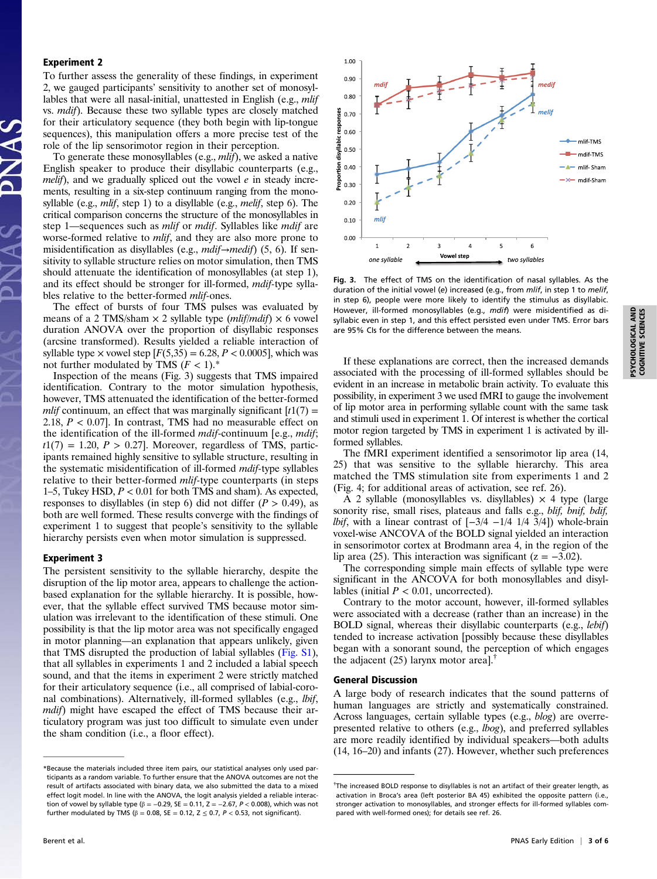## Experiment 2

To further assess the generality of these findings, in experiment 2, we gauged participants' sensitivity to another set of monosyllables that were all nasal-initial, unattested in English (e.g., *mlif* vs. *mdif*). Because these two syllable types are closely matched for their articulatory sequence (they both begin with lip-tongue sequences), this manipulation offers a more precise test of the role of the lip sensorimotor region in their perception.

To generate these monosyllables (e.g., *mlif*), we asked a native English speaker to produce their disyllabic counterparts (e.g., *melif*), and we gradually spliced out the vowel *e* in steady increments, resulting in a six-step continuum ranging from the monosyllable (e.g., *mlif*, step 1) to a disyllable (e.g., *melif*, step 6). The critical comparison concerns the structure of the monosyllables in step 1—sequences such as *mlif* or *mdif*. Syllables like *mdif* are worse-formed relative to *mlif*, and they are also more prone to misidentification as disyllables (e.g., *mdif*→*medif*) (5, 6). If sensitivity to syllable structure relies on motor simulation, then TMS should attenuate the identification of monosyllables (at step 1), and its effect should be stronger for ill-formed, *mdif*-type syllables relative to the better-formed *mlif*-ones.

The effect of bursts of four TMS pulses was evaluated by means of a 2 TMS/sham × 2 syllable type (*mlif*/*mdif*) × 6 vowel duration ANOVA over the proportion of disyllabic responses (arcsine transformed). Results yielded a reliable interaction of syllable type × vowel step [$F(5,35) = 6.28$, $P < 0.0005$], which was not further modulated by TMS ($F < 1$).*

Inspection of the means (Fig. 3) suggests that TMS impaired identification. Contrary to the motor simulation hypothesis, however, TMS attenuated the identification of the better-formed *mlif* continuum, an effect that was marginally significant [$t1(7) = 2.18$, $P < 0.07$]. In contrast, TMS had no measurable effect on the identification of the ill-formed *mdif*-continuum [e.g., *mdif*; $t1(7) = 1.20$, $P > 0.27$]. Moreover, regardless of TMS, participants remained highly sensitive to syllable structure, resulting in the systematic misidentification of ill-formed *mdif*-type syllables relative to their better-formed *mlif*-type counterparts (in steps 1–5, Tukey HSD, $P < 0.01$ for both TMS and sham). As expected, responses to disyllables (in step 6) did not differ ($P > 0.49$), as both are well formed. These results converge with the findings of experiment 1 to suggest that people's sensitivity to the syllable hierarchy persists even when motor simulation is suppressed.

## Experiment 3

The persistent sensitivity to the syllable hierarchy, despite the disruption of the lip motor area, appears to challenge the action-based explanation for the syllable hierarchy. It is possible, however, that the syllable effect survived TMS because motor simulation was irrelevant to the identification of these stimuli. One possibility is that the lip motor area was not specifically engaged in motor planning—an explanation that appears unlikely, given that TMS disrupted the production of labial syllables (Fig. S1), that all syllables in experiments 1 and 2 included a labial speech sound, and that the items in experiment 2 were strictly matched for their articulatory sequence (i.e., all comprised of labial-coronal combinations). Alternatively, ill-formed syllables (e.g., *lbif*, *mdif*) might have escaped the effect of TMS because their articulatory program was just too difficult to simulate even under the sham condition (i.e., a floor effect).

1.00
0.90
0.80
0.70
0.60
0.50
0.40
0.30
0.20
0.10
0.00
Proportion disyllabic responses
mdif
medif
melif
mlif
1 2 3 4 5 6
Vowel step
one syllable
two syllables
mlif-TMS
mdif-TMS
mlif- Sham
mdif-Sham

**Fig. 3.** The effect of TMS on the identification of nasal syllables. As the duration of the initial vowel (e) increased (e.g., from *mlif*, in step 1 to *melif*, in step 6), people were more likely to identify the stimulus as disyllabic. However, ill-formed monosyllables (e.g., *mdif*) were misidentified as disyllabic even in step 1, and this effect persisted even under TMS. Error bars are 95% CIs for the difference between the means.

If these explanations are correct, then the increased demands associated with the processing of ill-formed syllables should be evident in an increase in metabolic brain activity. To evaluate this possibility, in experiment 3 we used fMRI to gauge the involvement of lip motor area in performing syllable count with the same task and stimuli used in experiment 1. Of interest is whether the cortical motor region targeted by TMS in experiment 1 is activated by ill-formed syllables.

The fMRI experiment identified a sensorimotor lip area (14, 25) that was sensitive to the syllable hierarchy. This area matched the TMS stimulation site from experiments 1 and 2 (Fig. 4; for additional areas of activation, see ref. 26).

A 2 syllable (monosyllables vs. disyllables) × 4 type (large sonority rise, small rises, plateaus and falls e.g., *blif*, *bnif*, *bdif*, *lbif*, with a linear contrast of [−3/4 −1/4 1/4 3/4]) whole-brain voxel-wise ANCOVA of the BOLD signal yielded an interaction in sensorimotor cortex at Brodmann area 4, in the region of the lip area (25). This interaction was significant ($z = −3.02$).

The corresponding simple main effects of syllable type were significant in the ANCOVA for both monosyllables and disyllables (initial $P < 0.01$, uncorrected).

Contrary to the motor account, however, ill-formed syllables were associated with a decrease (rather than an increase) in the BOLD signal, whereas their disyllabic counterparts (e.g., *lebif*) tended to increase activation [possibly because these disyllables began with a sonorant sound, the perception of which engages the adjacent (25) larynx motor area].[†]

## General Discussion

A large body of research indicates that the sound patterns of human languages are strictly and systematically constrained. Across languages, certain syllable types (e.g., *blog*) are overrepresented relative to others (e.g., *lbog*), and preferred syllables are more readily identified by individual speakers—both adults (14, 16–20) and infants (27). However, whether such preferences

*Because the materials included three item pairs, our statistical analyses only used participants as a random variable. To further ensure that the ANOVA outcomes are not the result of artifacts associated with binary data, we also submitted the data to a mixed effect logit model. In line with the ANOVA, the logit analysis yielded a reliable interaction of vowel by syllable type (β = −0.29, SE = 0.11, Z = −2.67, $P < 0.008$), which was not further modulated by TMS (β = 0.08, SE = 0.12, Z ≤ 0.7, $P < 0.53$, not significant).

[†]The increased BOLD response to disyllables is not an artifact of their greater length, as activation in Broca's area (left posterior BA 45) exhibited the opposite pattern (i.e., stronger activation to monosyllables, and stronger effects for ill-formed syllables compared with well-formed ones); for details see ref. 26.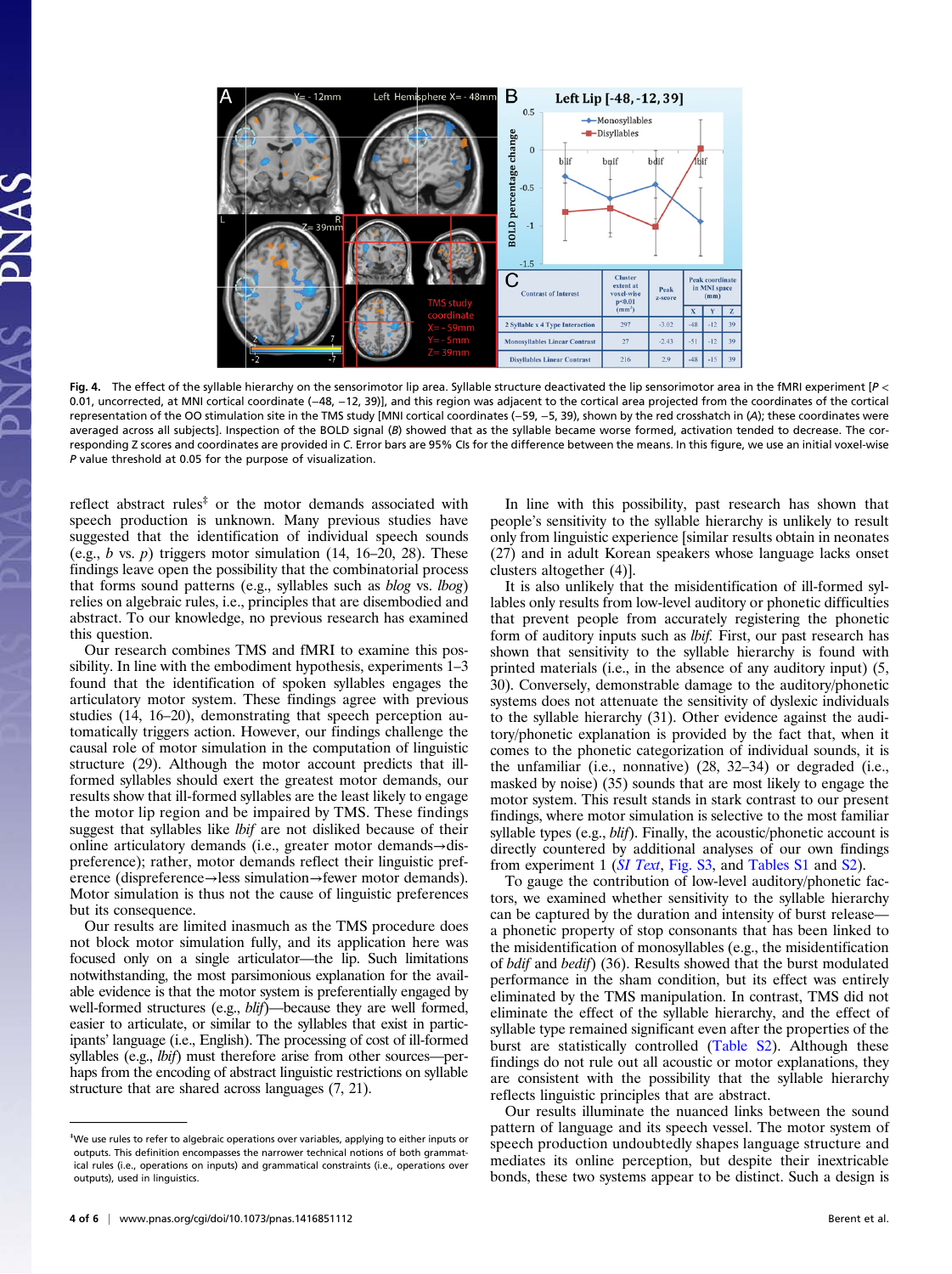A

Y= - 12mm

Left Hemisphere X= - 48mm

Z= 39mm

TMS study coordinate X= - 59mm Y= - 5mm Z= 39mm

B

Left Lip [-48, -12, 39]

Monosyllables

Disyllables

blif bnif bdif lbif

BOLD percentage change

0.5 0 -0.5 -1 -1.5

C

| Contrast of Interest | Cluster extent at voxel-wise p<0.01 (mm³) | Peak z-score | Peak coordinate in MNI space (mm) | | |
|---|---|---|---|---|---|
| | | | X | Y | Z |
| 2 Syllable x 4 Type Interaction | 297 | -3.02 | -48 | -12 | 39 |
| Monosyllables Linear Contrast | 27 | -2.43 | -51 | -12 | 39 |
| Disyllables Linear Contrast | 216 | 2.9 | -48 | -15 | 39 |

**Fig. 4.** The effect of the syllable hierarchy on the sensorimotor lip area. Syllable structure deactivated the lip sensorimotor area in the fMRI experiment [$P < 0.01$, uncorrected, at MNI cortical coordinate (−48, −12, 39)], and this region was adjacent to the cortical area projected from the coordinates of the cortical representation of the OO stimulation site in the TMS study [MNI cortical coordinates (−59, −5, 39), shown by the red crosshatch in (*A*); these coordinates were averaged across all subjects]. Inspection of the BOLD signal (*B*) showed that as the syllable became worse formed, activation tended to decrease. The corresponding Z scores and coordinates are provided in *C*. Error bars are 95% CIs for the difference between the means. In this figure, we use an initial voxel-wise *P* value threshold at 0.05 for the purpose of visualization.

reflect abstract rules[‡] or the motor demands associated with speech production is unknown. Many previous studies have suggested that the identification of individual speech sounds (e.g., *b* vs. *p*) triggers motor simulation (14, 16–20, 28). These findings leave open the possibility that the combinatorial process that forms sound patterns (e.g., syllables such as *blog* vs. *lbog*) relies on algebraic rules, i.e., principles that are disembodied and abstract. To our knowledge, no previous research has examined this question.

Our research combines TMS and fMRI to examine this possibility. In line with the embodiment hypothesis, experiments 1–3 found that the identification of spoken syllables engages the articulatory motor system. These findings agree with previous studies (14, 16–20), demonstrating that speech perception automatically triggers action. However, our findings challenge the causal role of motor simulation in the computation of linguistic structure (29). Although the motor account predicts that ill-formed syllables should exert the greatest motor demands, our results show that ill-formed syllables are the least likely to engage the motor lip region and be impaired by TMS. These findings suggest that syllables like *lbif* are not disliked because of their online articulatory demands (i.e., greater motor demands→dispreference); rather, motor demands reflect their linguistic preference (dispreference→less simulation→fewer motor demands). Motor simulation is thus not the cause of linguistic preferences but its consequence.

Our results are limited inasmuch as the TMS procedure does not block motor simulation fully, and its application here was focused only on a single articulator—the lip. Such limitations notwithstanding, the most parsimonious explanation for the available evidence is that the motor system is preferentially engaged by well-formed structures (e.g., *blif*)—because they are well formed, easier to articulate, or similar to the syllables that exist in participants' language (i.e., English). The processing of cost of ill-formed syllables (e.g., *lbif*) must therefore arise from other sources—perhaps from the encoding of abstract linguistic restrictions on syllable structure that are shared across languages (7, 21).

In line with this possibility, past research has shown that people's sensitivity to the syllable hierarchy is unlikely to result only from linguistic experience [similar results obtain in neonates (27) and in adult Korean speakers whose language lacks onset clusters altogether (4)].

It is also unlikely that the misidentification of ill-formed syllables only results from low-level auditory or phonetic difficulties that prevent people from accurately registering the phonetic form of auditory inputs such as *lbif*. First, our past research has shown that sensitivity to the syllable hierarchy is found with printed materials (i.e., in the absence of any auditory input) (5, 30). Conversely, demonstrable damage to the auditory/phonetic systems does not attenuate the sensitivity of dyslexic individuals to the syllable hierarchy (31). Other evidence against the auditory/phonetic explanation is provided by the fact that, when it comes to the phonetic categorization of individual sounds, it is the unfamiliar (i.e., nonnative) (28, 32–34) or degraded (i.e., masked by noise) (35) sounds that are most likely to engage the motor system. This result stands in stark contrast to our present findings, where motor simulation is selective to the most familiar syllable types (e.g., *blif*). Finally, the acoustic/phonetic account is directly countered by additional analyses of our own findings from experiment 1 (*SI Text*, Fig. S3, and Tables S1 and S2).

To gauge the contribution of low-level auditory/phonetic factors, we examined whether sensitivity to the syllable hierarchy can be captured by the duration and intensity of burst release—a phonetic property of stop consonants that has been linked to the misidentification of monosyllables (e.g., the misidentification of *bdif* and *bedif*) (36). Results showed that the burst modulated performance in the sham condition, but its effect was entirely eliminated by the TMS manipulation. In contrast, TMS did not eliminate the effect of the syllable hierarchy, and the effect of syllable type remained significant even after the properties of the burst are statistically controlled (Table S2). Although these findings do not rule out all acoustic or motor explanations, they are consistent with the possibility that the syllable hierarchy reflects linguistic principles that are abstract.

Our results illuminate the nuanced links between the sound pattern of language and its speech vessel. The motor system of speech production undoubtedly shapes language structure and mediates its online perception, but despite their inextricable bonds, these two systems appear to be distinct. Such a design is

[‡]We use rules to refer to algebraic operations over variables, applying to either inputs or outputs. This definition encompasses the narrower technical notions of both grammatical rules (i.e., operations on inputs) and grammatical constraints (i.e., operations over outputs), used in linguistics.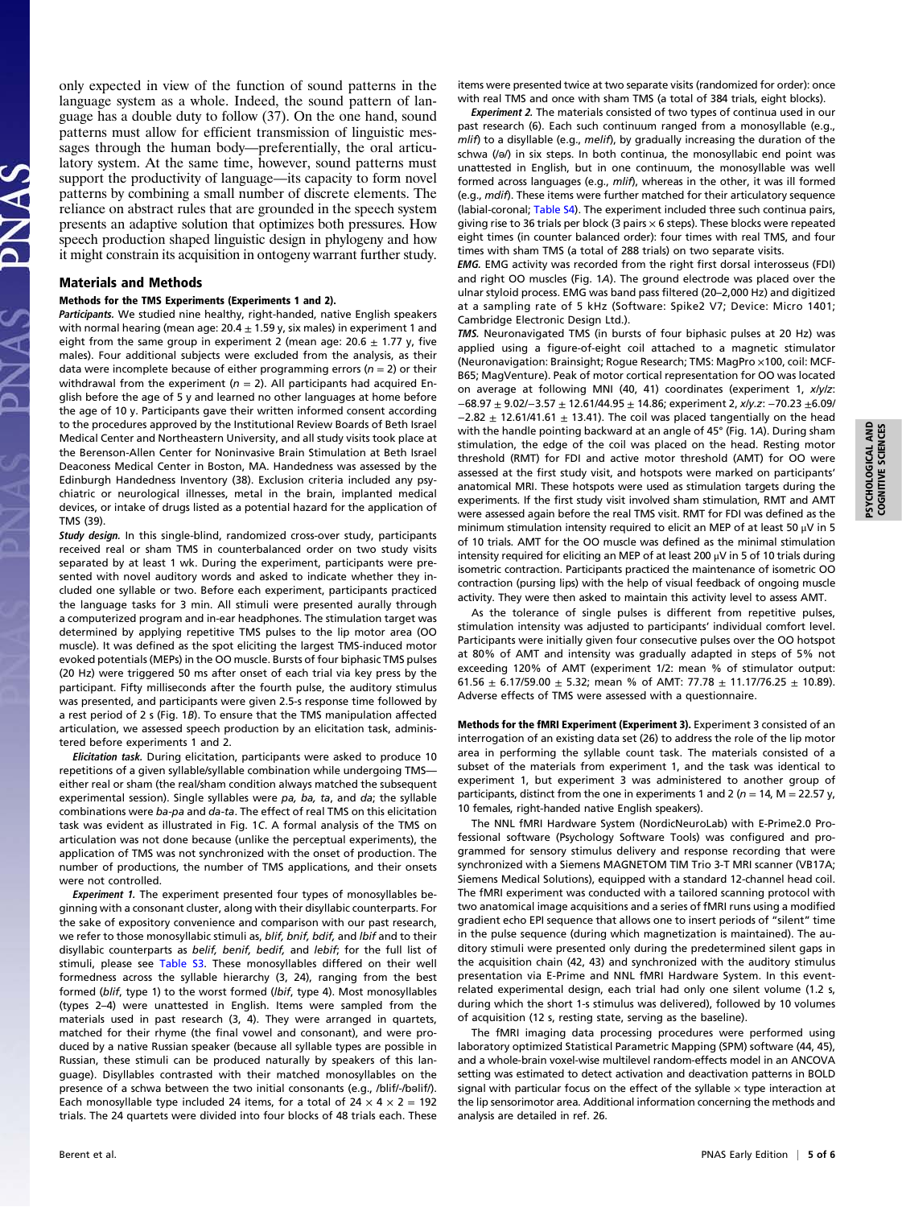only expected in view of the function of sound patterns in the language system as a whole. Indeed, the sound pattern of language has a double duty to follow (37). On the one hand, sound patterns must allow for efficient transmission of linguistic messages through the human body—preferentially, the oral articulatory system. At the same time, however, sound patterns must support the productivity of language—its capacity to form novel patterns by combining a small number of discrete elements. The reliance on abstract rules that are grounded in the speech system presents an adaptive solution that optimizes both pressures. How speech production shaped linguistic design in phylogeny and how it might constrain its acquisition in ontogeny warrant further study.

## Materials and Methods

### Methods for the TMS Experiments (Experiments 1 and 2).

***Participants.*** We studied nine healthy, right-handed, native English speakers with normal hearing (mean age: 20.4 ± 1.59 y, six males) in experiment 1 and eight from the same group in experiment 2 (mean age: 20.6 ± 1.77 y, five males). Four additional subjects were excluded from the analysis, as their data were incomplete because of either programming errors ($n = 2$) or their withdrawal from the experiment ($n = 2$). All participants had acquired English before the age of 5 y and learned no other languages at home before the age of 10 y. Participants gave their written informed consent according to the procedures approved by the Institutional Review Boards of Beth Israel Medical Center and Northeastern University, and all study visits took place at the Berenson-Allen Center for Noninvasive Brain Stimulation at Beth Israel Deaconess Medical Center in Boston, MA. Handedness was assessed by the Edinburgh Handedness Inventory (38). Exclusion criteria included any psychiatric or neurological illnesses, metal in the brain, implanted medical devices, or intake of drugs listed as a potential hazard for the application of TMS (39).

***Study design.*** In this single-blind, randomized cross-over study, participants received real or sham TMS in counterbalanced order on two study visits separated by at least 1 wk. During the experiment, participants were presented with novel auditory words and asked to indicate whether they included one syllable or two. Before each experiment, participants practiced the language tasks for 3 min. All stimuli were presented aurally through a computerized program and in-ear headphones. The stimulation target was determined by applying repetitive TMS pulses to the lip motor area (OO muscle). It was defined as the spot eliciting the largest TMS-induced motor evoked potentials (MEPs) in the OO muscle. Bursts of four biphasic TMS pulses (20 Hz) were triggered 50 ms after onset of each trial via key press by the participant. Fifty milliseconds after the fourth pulse, the auditory stimulus was presented, and participants were given 2.5-s response time followed by a rest period of 2 s (Fig. 1*B*). To ensure that the TMS manipulation affected articulation, we assessed speech production by an elicitation task, administered before experiments 1 and 2.

*Elicitation task.* During elicitation, participants were asked to produce 10 repetitions of a given syllable/syllable combination while undergoing TMS—either real or sham (the real/sham condition always matched the subsequent experimental session). Single syllables were *pa, ba, ta,* and *da*; the syllable combinations were *ba-pa* and *da-ta*. The effect of real TMS on this elicitation task was evident as illustrated in Fig. 1*C*. A formal analysis of the TMS on articulation was not done because (unlike the perceptual experiments), the application of TMS was not synchronized with the onset of production. The number of productions, the number of TMS applications, and their onsets were not controlled.

*Experiment 1.* The experiment presented four types of monosyllables beginning with a consonant cluster, along with their disyllabic counterparts. For the sake of expository convenience and comparison with our past research, we refer to those monosyllabic stimuli as, *blif, bnif, bdif,* and *lbif* and to their disyllabic counterparts as *belif, benif, bedif,* and *lebif*; for the full list of stimuli, please see Table S3. These monosyllables differed on their well formedness across the syllable hierarchy (3, 24), ranging from the best formed (*blif*, type 1) to the worst formed (*lbif*, type 4). Most monosyllables (types 2–4) were unattested in English. Items were sampled from the materials used in past research (3, 4). They were arranged in quartets, matched for their rhyme (the final vowel and consonant), and were produced by a native Russian speaker (because all syllable types are possible in Russian, these stimuli can be produced naturally by speakers of this language). Disyllables contrasted with their matched monosyllables on the presence of a schwa between the two initial consonants (e.g., /blif/-/bəlif/). Each monosyllable type included 24 items, for a total of 24 × 4 × 2 = 192 trials. The 24 quartets were divided into four blocks of 48 trials each. These items were presented twice at two separate visits (randomized for order): once with real TMS and once with sham TMS (a total of 384 trials, eight blocks).

*Experiment 2.* The materials consisted of two types of continua used in our past research (6). Each such continuum ranged from a monosyllable (e.g., *mlif*) to a disyllable (e.g., *məlif*), by gradually increasing the duration of the schwa (/ə/) in six steps. In both continua, the monosyllabic end point was unattested in English, but in one continuum, the monosyllable was well formed across languages (e.g., *mlif*), whereas in the other, it was ill formed (e.g., *mdif*). These items were further matched for their articulatory sequence (labial-coronal; Table S4). The experiment included three such continua pairs, giving rise to 36 trials per block (3 pairs × 6 steps). These blocks were repeated eight times (in counter balanced order): four times with real TMS, and four times with sham TMS (a total of 288 trials) on two separate visits.

***EMG.*** EMG activity was recorded from the right first dorsal interosseus (FDI) and right OO muscles (Fig. 1*A*). The ground electrode was placed over the ulnar styloid process. EMG was band pass filtered (20–2,000 Hz) and digitized at a sampling rate of 5 kHz (Software: Spike2 V7; Device: Micro 1401; Cambridge Electronic Design Ltd.).

***TMS.*** Neuronavigated TMS (in bursts of four biphasic pulses at 20 Hz) was applied using a figure-of-eight coil attached to a magnetic stimulator (Neuronavigation: Brainsight; Rogue Research; TMS: MagPro ×100, coil: MCF-B65; MagVenture). Peak of motor cortical representation for OO was located on average at following MNI (40, 41) coordinates (experiment 1, *x/y/z*: −68.97 ± 9.02/−3.57 ± 12.61/44.95 ± 14.86; experiment 2, *x/y.z*: −70.23 ±6.09/−2.82 ± 12.61/41.61 ± 13.41). The coil was placed tangentially on the head with the handle pointing backward at an angle of 45° (Fig. 1*A*). During sham stimulation, the edge of the coil was placed on the head. Resting motor threshold (RMT) for FDI and active motor threshold (AMT) for OO were assessed at the first study visit, and hotspots were marked on participants' anatomical MRI. These hotspots were used as stimulation targets during the experiments. If the first study visit involved sham stimulation, RMT and AMT were assessed again before the real TMS visit. RMT for FDI was defined as the minimum stimulation intensity required to elicit an MEP of at least 50 μV in 5 of 10 trials. AMT for the OO muscle was defined as the minimal stimulation intensity required for eliciting an MEP of at least 200 μV in 5 of 10 trials during isometric contraction. Participants practiced the maintenance of isometric OO contraction (pursing lips) with the help of visual feedback of ongoing muscle activity. They were then asked to maintain this activity level to assess AMT.

As the tolerance of single pulses is different from repetitive pulses, stimulation intensity was adjusted to participants' individual comfort level. Participants were initially given four consecutive pulses over the OO hotspot at 80% of AMT and intensity was gradually adapted in steps of 5% not exceeding 120% of AMT (experiment 1/2: mean % of stimulator output: 61.56 ± 6.17/59.00 ± 5.32; mean % of AMT: 77.78 ± 11.17/76.25 ± 10.89). Adverse effects of TMS were assessed with a questionnaire.

### Methods for the fMRI Experiment (Experiment 3).

Experiment 3 consisted of an interrogation of an existing data set (26) to address the role of the lip motor area in performing the syllable count task. The materials consisted of a subset of the materials from experiment 1, and the task was identical to experiment 1, but experiment 3 was administered to another group of participants, distinct from the one in experiments 1 and 2 ($n = 14$, M = 22.57 y, 10 females, right-handed native English speakers).

The NNL fMRI Hardware System (NordicNeuroLab) with E-Prime2.0 Professional software (Psychology Software Tools) was configured and programmed for sensory stimulus delivery and response recording that were synchronized with a Siemens MAGNETOM TIM Trio 3-T MRI scanner (VB17A; Siemens Medical Solutions), equipped with a standard 12-channel head coil. The fMRI experiment was conducted with a tailored scanning protocol with two anatomical image acquisitions and a series of fMRI runs using a modified gradient echo EPI sequence that allows one to insert periods of "silent" time in the pulse sequence (during which magnetization is maintained). The auditory stimuli were presented only during the predetermined silent gaps in the acquisition chain (42, 43) and synchronized with the auditory stimulus presentation via E-Prime and NNL fMRI Hardware System. In this event-related experimental design, each trial had only one silent volume (1.2 s, during which the short 1-s stimulus was delivered), followed by 10 volumes of acquisition (12 s, resting state, serving as the baseline).

The fMRI imaging data processing procedures were performed using laboratory optimized Statistical Parametric Mapping (SPM) software (44, 45), and a whole-brain voxel-wise multilevel random-effects model in an ANCOVA setting was estimated to detect activation and deactivation patterns in BOLD signal with particular focus on the effect of the syllable × type interaction at the lip sensorimotor area. Additional information concerning the methods and analysis are detailed in ref. 26.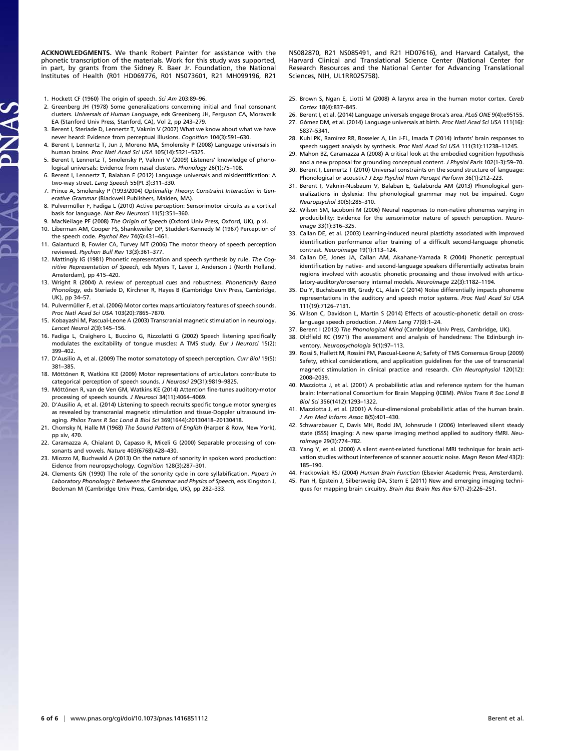**ACKNOWLEDGMENTS.** We thank Robert Painter for assistance with the phonetic transcription of the materials. Work for this study was supported, in part, by grants from the Sidney R. Baer Jr. Foundation, the National Institutes of Health (R01 HD069776, R01 NS073601, R21 MH099196, R21 NS082870, R21 NS085491, and R21 HD07616), and Harvard Catalyst, the Harvard Clinical and Translational Science Center (National Center for Research Resources and the National Center for Advancing Translational Sciences, NIH, UL1RR025758).

1. Hockett CF (1960) The origin of speech. *Sci Am* 203:89–96.
2. Greenberg JH (1978) Some generalizations concerning initial and final consonant clusters. *Universals of Human Language*, eds Greenberg JH, Ferguson CA, Moravcsik EA (Stanford Univ Press, Stanford, CA), Vol 2, pp 243–279.
3. Berent I, Steriade D, Lennertz T, Vaknin V (2007) What we know about what we have never heard: Evidence from perceptual illusions. *Cognition* 104(3):591–630.
4. Berent I, Lennertz T, Jun J, Moreno MA, Smolensky P (2008) Language universals in human brains. *Proc Natl Acad Sci USA* 105(14):5321–5325.
5. Berent I, Lennertz T, Smolensky P, Vaknin V (2009) Listeners' knowledge of phonological universals: Evidence from nasal clusters. *Phonology* 26(1):75–108.
6. Berent I, Lennertz T, Balaban E (2012) Language universals and misidentification: A two-way street. *Lang Speech* 55(Pt 3):311–330.
7. Prince A, Smolensky P (1993/2004) *Optimality Theory: Constraint Interaction in Generative Grammar* (Blackwell Publishers, Malden, MA).
8. Pulvermüller F, Fadiga L (2010) Active perception: Sensorimotor circuits as a cortical basis for language. *Nat Rev Neurosci* 11(5):351–360.
9. MacNeilage PF (2008) *The Origin of Speech* (Oxford Univ Press, Oxford, UK), p xi.
10. Liberman AM, Cooper FS, Shankweiler DP, Studdert-Kennedy M (1967) Perception of the speech code. *Psychol Rev* 74(6):431–461.
11. Galantucci B, Fowler CA, Turvey MT (2006) The motor theory of speech perception reviewed. *Psychon Bull Rev* 13(3):361–377.
12. Mattingly IG (1981) Phonetic representation and speech synthesis by rule. *The Cognitive Representation of Speech*, eds Myers T, Laver J, Anderson J (North Holland, Amsterdam), pp 415–420.
13. Wright R (2004) A review of perceptual cues and robustness. *Phonetically Based Phonology*, eds Steriade D, Kirchner R, Hayes B (Cambridge Univ Press, Cambridge, UK), pp 34–57.
14. Pulvermüller F, et al. (2006) Motor cortex maps articulatory features of speech sounds. *Proc Natl Acad Sci USA* 103(20):7865–7870.
15. Kobayashi M, Pascual-Leone A (2003) Transcranial magnetic stimulation in neurology. *Lancet Neurol* 2(3):145–156.
16. Fadiga L, Craighero L, Buccino G, Rizzolatti G (2002) Speech listening specifically modulates the excitability of tongue muscles: A TMS study. *Eur J Neurosci* 15(2): 399–402.
17. D'Ausilio A, et al. (2009) The motor somatotopy of speech perception. *Curr Biol* 19(5): 381–385.
18. Möttönen R, Watkins KE (2009) Motor representations of articulators contribute to categorical perception of speech sounds. *J Neurosci* 29(31):9819–9825.
19. Möttönen R, van de Ven GM, Watkins KE (2014) Attention fine-tunes auditory-motor processing of speech sounds. *J Neurosci* 34(11):4064–4069.
20. D'Ausilio A, et al. (2014) Listening to speech recruits specific tongue motor synergies as revealed by transcranial magnetic stimulation and tissue-Doppler ultrasound imaging. *Philos Trans R Soc Lond B Biol Sci* 369(1644):20130418–20130418.
21. Chomsky N, Halle M (1968) *The Sound Pattern of English* (Harper & Row, New York), pp xiv, 470.
22. Caramazza A, Chialant D, Capasso R, Miceli G (2000) Separable processing of consonants and vowels. *Nature* 403(6768):428–430.
23. Miozzo M, Buchwald A (2013) On the nature of sonority in spoken word production: Eidence from neuropsychology. *Cognition* 128(3):287–301.
24. Clements GN (1990) The role of the sonority cycle in core syllabification. *Papers in Laboratory Phonology I: Between the Grammar and Physics of Speech*, eds Kingston J, Beckman M (Cambridge Univ Press, Cambridge, UK), pp 282–333.
25. Brown S, Ngan E, Liotti M (2008) A larynx area in the human motor cortex. *Cereb Cortex* 18(4):837–845.
26. Berent I, et al. (2014) Language universals engage Broca's area. *PLoS ONE* 9(4):e95155.
27. Gómez DM, et al. (2014) Language universals at birth. *Proc Natl Acad Sci USA* 111(16): 5837–5341.
28. Kuhl PK, Ramírez RR, Bosseler A, Lin J-FL, Imada T (2014) Infants' brain responses to speech suggest analysis by synthesis. *Proc Natl Acad Sci USA* 111(31):11238–11245.
29. Mahon BZ, Caramazza A (2008) A critical look at the embodied cognition hypothesis and a new proposal for grounding conceptual content. *J Physiol Paris* 102(1-3):59–70.
30. Berent I, Lennertz T (2010) Universal constraints on the sound structure of language: Phonological or acoustic? *J Exp Psychol Hum Percept Perform* 36(1):212–223.
31. Berent I, Vaknin-Nusbaum V, Balaban E, Galaburda AM (2013) Phonological generalizations in dyslexia: The phonological grammar may not be impaired. *Cogn Neuropsychol* 30(5):285–310.
32. Wilson SM, Iacoboni M (2006) Neural responses to non-native phonemes varying in producibility: Evidence for the sensorimotor nature of speech perception. *Neuroimage* 33(1):316–325.
33. Callan DE, et al. (2003) Learning-induced neural plasticity associated with improved identification performance after training of a difficult second-language phonetic contrast. *Neuroimage* 19(1):113–124.
34. Callan DE, Jones JA, Callan AM, Akahane-Yamada R (2004) Phonetic perceptual identification by native- and second-language speakers differentially activates brain regions involved with acoustic phonetic processing and those involved with articulatory-auditory/orosensory internal models. *Neuroimage* 22(3):1182–1194.
35. Du Y, Buchsbaum BR, Grady CL, Alain C (2014) Noise differentially impacts phoneme representations in the auditory and speech motor systems. *Proc Natl Acad Sci USA* 111(19):7126–7131.
36. Wilson C, Davidson L, Martin S (2014) Effects of acoustic–phonetic detail on cross-language speech production. *J Mem Lang* 77(0):1–24.
37. Berent I (2013) *The Phonological Mind* (Cambridge Univ Press, Cambridge, UK).
38. Oldfield RC (1971) The assessment and analysis of handedness: The Edinburgh inventory. *Neuropsychologia* 9(1):97–113.
39. Rossi S, Hallett M, Rossini PM, Pascual-Leone A; Safety of TMS Consensus Group (2009) Safety, ethical considerations, and application guidelines for the use of transcranial magnetic stimulation in clinical practice and research. *Clin Neurophysiol* 120(12): 2008–2039.
40. Mazziotta J, et al. (2001) A probabilistic atlas and reference system for the human brain: International Consortium for Brain Mapping (ICBM). *Philos Trans R Soc Lond B Biol Sci* 356(1412):1293–1322.
41. Mazziotta J, et al. (2001) A four-dimensional probabilistic atlas of the human brain. *J Am Med Inform Assoc* 8(5):401–430.
42. Schwarzbauer C, Davis MH, Rodd JM, Johnsrude I (2006) Interleaved silent steady state (ISSS) imaging: A new sparse imaging method applied to auditory fMRI. *Neuroimage* 29(3):774–782.
43. Yang Y, et al. (2000) A silent event-related functional MRI technique for brain activation studies without interference of scanner acoustic noise. *Magn Reson Med* 43(2): 185–190.
44. Frackowiak RSJ (2004) *Human Brain Function* (Elsevier Academic Press, Amsterdam).
45. Pan H, Epstein J, Silbersweig DA, Stern E (2011) New and emerging imaging techniques for mapping brain circuitry. *Brain Res Brain Res Rev* 67(1-2):226–251.